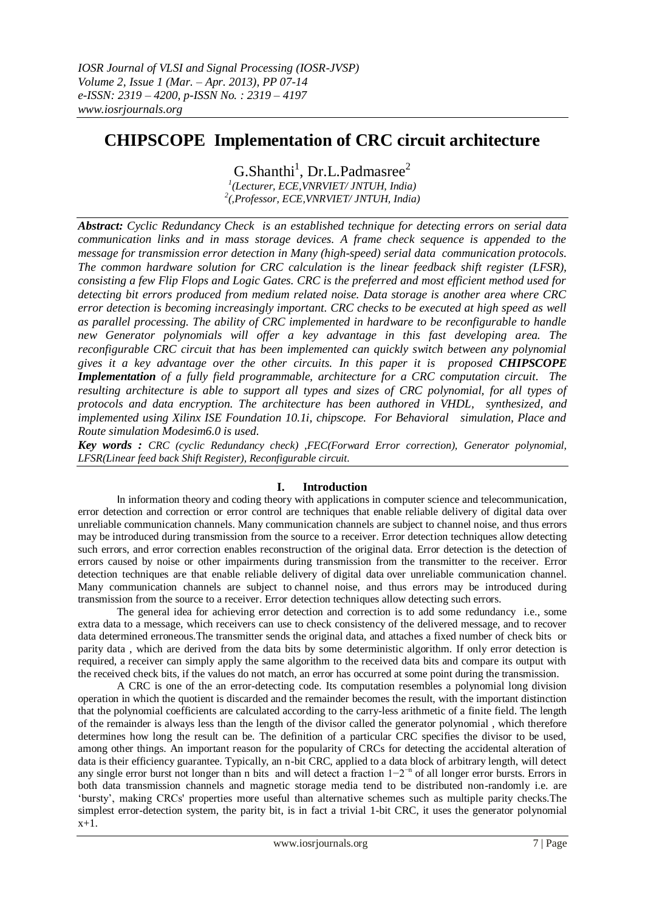# CHIPSCOPE Implementation of CRC circuit architecture

G.Shanthi[1], Dr.L.Padmasree[2]

[1](Lecturer, ECE,VNRVIET/ JNTUH, India)
[2](,Professor, ECE,VNRVIET/ JNTUH, India)

***Abstract:*** *Cyclic Redundancy Check is an established technique for detecting errors on serial data communication links and in mass storage devices. A frame check sequence is appended to the message for transmission error detection in Many (high-speed) serial data communication protocols. The common hardware solution for CRC calculation is the linear feedback shift register (LFSR), consisting a few Flip Flops and Logic Gates. CRC is the preferred and most efficient method used for detecting bit errors produced from medium related noise. Data storage is another area where CRC error detection is becoming increasingly important. CRC checks to be executed at high speed as well as parallel processing. The ability of CRC implemented in hardware to be reconfigurable to handle new Generator polynomials will offer a key advantage in this fast developing area. The reconfigurable CRC circuit that has been implemented can quickly switch between any polynomial gives it a key advantage over the other circuits. In this paper it is proposed* ***CHIPSCOPE Implementation*** *of a fully field programmable, architecture for a CRC computation circuit. The resulting architecture is able to support all types and sizes of CRC polynomial, for all types of protocols and data encryption. The architecture has been authored in VHDL, synthesized, and implemented using Xilinx ISE Foundation 10.1i, chipscope. For Behavioral simulation, Place and Route simulation Modesim6.0 is used.*

***Key words :*** *CRC (cyclic Redundancy check) ,FEC(Forward Error correction), Generator polynomial, LFSR(Linear feed back Shift Register), Reconfigurable circuit.*

## I. Introduction

In information theory and coding theory with applications in computer science and telecommunication, error detection and correction or error control are techniques that enable reliable delivery of digital data over unreliable communication channels. Many communication channels are subject to channel noise, and thus errors may be introduced during transmission from the source to a receiver. Error detection techniques allow detecting such errors, and error correction enables reconstruction of the original data. Error detection is the detection of errors caused by noise or other impairments during transmission from the transmitter to the receiver. Error detection techniques are that enable reliable delivery of digital data over unreliable communication channel. Many communication channels are subject to channel noise, and thus errors may be introduced during transmission from the source to a receiver. Error detection techniques allow detecting such errors.

The general idea for achieving error detection and correction is to add some redundancy i.e., some extra data to a message, which receivers can use to check consistency of the delivered message, and to recover data determined erroneous.The transmitter sends the original data, and attaches a fixed number of check bits or parity data , which are derived from the data bits by some deterministic algorithm. If only error detection is required, a receiver can simply apply the same algorithm to the received data bits and compare its output with the received check bits, if the values do not match, an error has occurred at some point during the transmission.

A CRC is one of the an error-detecting code. Its computation resembles a polynomial long division operation in which the quotient is discarded and the remainder becomes the result, with the important distinction that the polynomial coefficients are calculated according to the carry-less arithmetic of a finite field. The length of the remainder is always less than the length of the divisor called the generator polynomial , which therefore determines how long the result can be. The definition of a particular CRC specifies the divisor to be used, among other things. An important reason for the popularity of CRCs for detecting the accidental alteration of data is their efficiency guarantee. Typically, an n-bit CRC, applied to a data block of arbitrary length, will detect any single error burst not longer than n bits and will detect a fraction $1-2^{-n}$ of all longer error bursts. Errors in both data transmission channels and magnetic storage media tend to be distributed non-randomly i.e. are 'bursty', making CRCs' properties more useful than alternative schemes such as multiple parity checks.The simplest error-detection system, the parity bit, is in fact a trivial 1-bit CRC, it uses the generator polynomial $x+1$.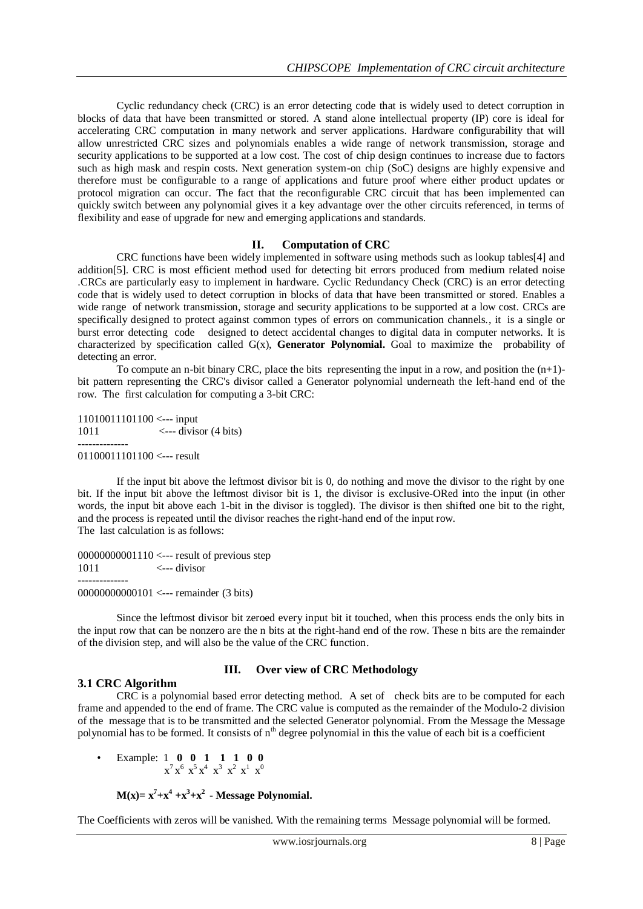Cyclic redundancy check (CRC) is an error detecting code that is widely used to detect corruption in blocks of data that have been transmitted or stored. A stand alone intellectual property (IP) core is ideal for accelerating CRC computation in many network and server applications. Hardware configurability that will allow unrestricted CRC sizes and polynomials enables a wide range of network transmission, storage and security applications to be supported at a low cost. The cost of chip design continues to increase due to factors such as high mask and respin costs. Next generation system-on chip (SoC) designs are highly expensive and therefore must be configurable to a range of applications and future proof where either product updates or protocol migration can occur. The fact that the reconfigurable CRC circuit that has been implemented can quickly switch between any polynomial gives it a key advantage over the other circuits referenced, in terms of flexibility and ease of upgrade for new and emerging applications and standards.

## II. Computation of CRC

CRC functions have been widely implemented in software using methods such as lookup tables[4] and addition[5]. CRC is most efficient method used for detecting bit errors produced from medium related noise .CRCs are particularly easy to implement in hardware. Cyclic Redundancy Check (CRC) is an error detecting code that is widely used to detect corruption in blocks of data that have been transmitted or stored. Enables a wide range of network transmission, storage and security applications to be supported at a low cost. CRCs are specifically designed to protect against common types of errors on communication channels., it is a single or burst error detecting code designed to detect accidental changes to digital data in computer networks. It is characterized by specification called G(x), **Generator Polynomial.** Goal to maximize the probability of detecting an error.

To compute an n-bit binary CRC, place the bits representing the input in a row, and position the (n+1)-bit pattern representing the CRC's divisor called a Generator polynomial underneath the left-hand end of the row. The first calculation for computing a 3-bit CRC:

```
11010011101100 <--- input
1011           <--- divisor (4 bits)
--------------
01100011101100 <--- result
```

If the input bit above the leftmost divisor bit is 0, do nothing and move the divisor to the right by one bit. If the input bit above the leftmost divisor bit is 1, the divisor is exclusive-ORed into the input (in other words, the input bit above each 1-bit in the divisor is toggled). The divisor is then shifted one bit to the right, and the process is repeated until the divisor reaches the right-hand end of the input row.
The last calculation is as follows:

```
00000000001110 <--- result of previous step
1011           <--- divisor
--------------
00000000000101 <--- remainder (3 bits)
```

Since the leftmost divisor bit zeroed every input bit it touched, when this process ends the only bits in the input row that can be nonzero are the n bits at the right-hand end of the row. These n bits are the remainder of the division step, and will also be the value of the CRC function.

## III. Over view of CRC Methodology

### 3.1 CRC Algorithm

CRC is a polynomial based error detecting method. A set of check bits are to be computed for each frame and appended to the end of frame. The CRC value is computed as the remainder of the Modulo-2 division of the message that is to be transmitted and the selected Generator polynomial. From the Message the Message polynomial has to be formed. It consists of $n^{th}$ degree polynomial in this the value of each bit is a coefficient

- Example: 1 **0 0 1 1 1 0 0**
  $x^7\ x^6\ x^5\ x^4\ x^3\ x^2\ x^1\ x^0$

**$M(x) = x^7 + x^4 + x^3 + x^2$ - Message Polynomial.**

The Coefficients with zeros will be vanished. With the remaining terms Message polynomial will be formed.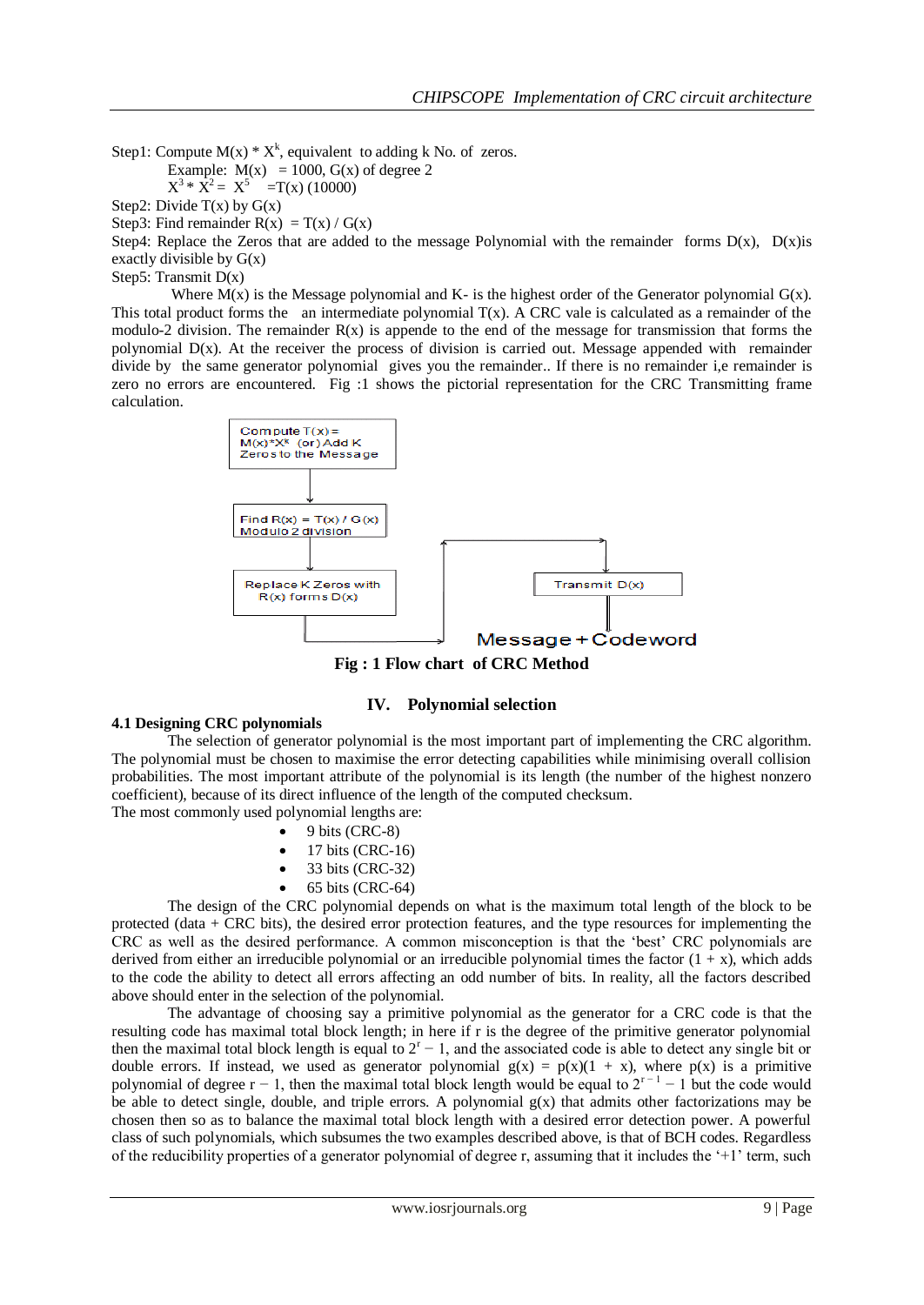Step1: Compute $M(x) * X^k$, equivalent to adding k No. of zeros.

Example: $M(x) = 1000$, $G(x)$ of degree 2

$X^3 * X^2 = X^5 = T(x)$ (10000)

Step2: Divide T(x) by G(x)

Step3: Find remainder $R(x) = T(x) / G(x)$

Step4: Replace the Zeros that are added to the message Polynomial with the remainder forms D(x), D(x)is exactly divisible by G(x)

Step5: Transmit D(x)

Where M(x) is the Message polynomial and K- is the highest order of the Generator polynomial G(x). This total product forms the an intermediate polynomial T(x). A CRC vale is calculated as a remainder of the modulo-2 division. The remainder R(x) is appende to the end of the message for transmission that forms the polynomial D(x). At the receiver the process of division is carried out. Message appended with remainder divide by the same generator polynomial gives you the remainder.. If there is no remainder i,e remainder is zero no errors are encountered. Fig :1 shows the pictorial representation for the CRC Transmitting frame calculation.

Compute T(x) = M(x)*X^k (or) Add K Zeros to the Message

Find R(x) = T(x) / G(x) Modulo 2 division

Replace K Zeros with R(x) forms D(x)

Transmit D(x)

Message + Codeword

**Fig : 1 Flow chart of CRC Method**

## IV. Polynomial selection

### 4.1 Designing CRC polynomials

The selection of generator polynomial is the most important part of implementing the CRC algorithm. The polynomial must be chosen to maximise the error detecting capabilities while minimising overall collision probabilities. The most important attribute of the polynomial is its length (the number of the highest nonzero coefficient), because of its direct influence of the length of the computed checksum.

The most commonly used polynomial lengths are:

- 9 bits (CRC-8)
- 17 bits (CRC-16)
- 33 bits (CRC-32)
- 65 bits (CRC-64)

The design of the CRC polynomial depends on what is the maximum total length of the block to be protected (data + CRC bits), the desired error protection features, and the type resources for implementing the CRC as well as the desired performance. A common misconception is that the 'best' CRC polynomials are derived from either an irreducible polynomial or an irreducible polynomial times the factor $(1 + x)$, which adds to the code the ability to detect all errors affecting an odd number of bits. In reality, all the factors described above should enter in the selection of the polynomial.

The advantage of choosing say a primitive polynomial as the generator for a CRC code is that the resulting code has maximal total block length; in here if r is the degree of the primitive generator polynomial then the maximal total block length is equal to $2^r - 1$, and the associated code is able to detect any single bit or double errors. If instead, we used as generator polynomial $g(x) = p(x)(1 + x)$, where $p(x)$ is a primitive polynomial of degree $r - 1$, then the maximal total block length would be equal to $2^{r-1} - 1$ but the code would be able to detect single, double, and triple errors. A polynomial $g(x)$ that admits other factorizations may be chosen then so as to balance the maximal total block length with a desired error detection power. A powerful class of such polynomials, which subsumes the two examples described above, is that of BCH codes. Regardless of the reducibility properties of a generator polynomial of degree r, assuming that it includes the '+1' term, such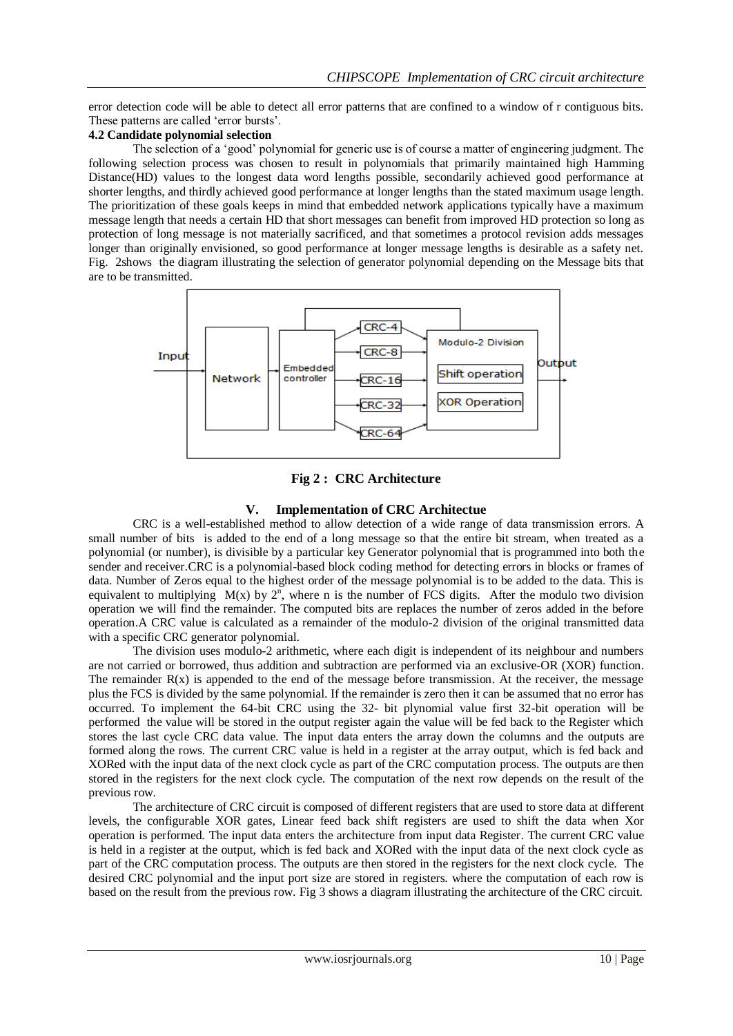error detection code will be able to detect all error patterns that are confined to a window of r contiguous bits. These patterns are called 'error bursts'.

**4.2 Candidate polynomial selection**

The selection of a 'good' polynomial for generic use is of course a matter of engineering judgment. The following selection process was chosen to result in polynomials that primarily maintained high Hamming Distance(HD) values to the longest data word lengths possible, secondarily achieved good performance at shorter lengths, and thirdly achieved good performance at longer lengths than the stated maximum usage length. The prioritization of these goals keeps in mind that embedded network applications typically have a maximum message length that needs a certain HD that short messages can benefit from improved HD protection so long as protection of long message is not materially sacrificed, and that sometimes a protocol revision adds messages longer than originally envisioned, so good performance at longer message lengths is desirable as a safety net. Fig. 2shows the diagram illustrating the selection of generator polynomial depending on the Message bits that are to be transmitted.

Input → Network → Embedded controller → CRC-4 / CRC-8 / CRC-16 / CRC-32 / CRC-64 → Modulo-2 Division (Shift operation, XOR Operation) → Output

**Fig 2 : CRC Architecture**

## V. Implementation of CRC Architectue

CRC is a well-established method to allow detection of a wide range of data transmission errors. A small number of bits is added to the end of a long message so that the entire bit stream, when treated as a polynomial (or number), is divisible by a particular key Generator polynomial that is programmed into both the sender and receiver.CRC is a polynomial-based block coding method for detecting errors in blocks or frames of data. Number of Zeros equal to the highest order of the message polynomial is to be added to the data. This is equivalent to multiplying $M(x)$ by $2^n$, where n is the number of FCS digits. After the modulo two division operation we will find the remainder. The computed bits are replaces the number of zeros added in the before operation.A CRC value is calculated as a remainder of the modulo-2 division of the original transmitted data with a specific CRC generator polynomial.

The division uses modulo-2 arithmetic, where each digit is independent of its neighbour and numbers are not carried or borrowed, thus addition and subtraction are performed via an exclusive-OR (XOR) function. The remainder $R(x)$ is appended to the end of the message before transmission. At the receiver, the message plus the FCS is divided by the same polynomial. If the remainder is zero then it can be assumed that no error has occurred. To implement the 64-bit CRC using the 32- bit plynomial value first 32-bit operation will be performed the value will be stored in the output register again the value will be fed back to the Register which stores the last cycle CRC data value. The input data enters the array down the columns and the outputs are formed along the rows. The current CRC value is held in a register at the array output, which is fed back and XORed with the input data of the next clock cycle as part of the CRC computation process. The outputs are then stored in the registers for the next clock cycle. The computation of the next row depends on the result of the previous row.

The architecture of CRC circuit is composed of different registers that are used to store data at different levels, the configurable XOR gates, Linear feed back shift registers are used to shift the data when Xor operation is performed. The input data enters the architecture from input data Register. The current CRC value is held in a register at the output, which is fed back and XORed with the input data of the next clock cycle as part of the CRC computation process. The outputs are then stored in the registers for the next clock cycle. The desired CRC polynomial and the input port size are stored in registers. where the computation of each row is based on the result from the previous row. Fig 3 shows a diagram illustrating the architecture of the CRC circuit.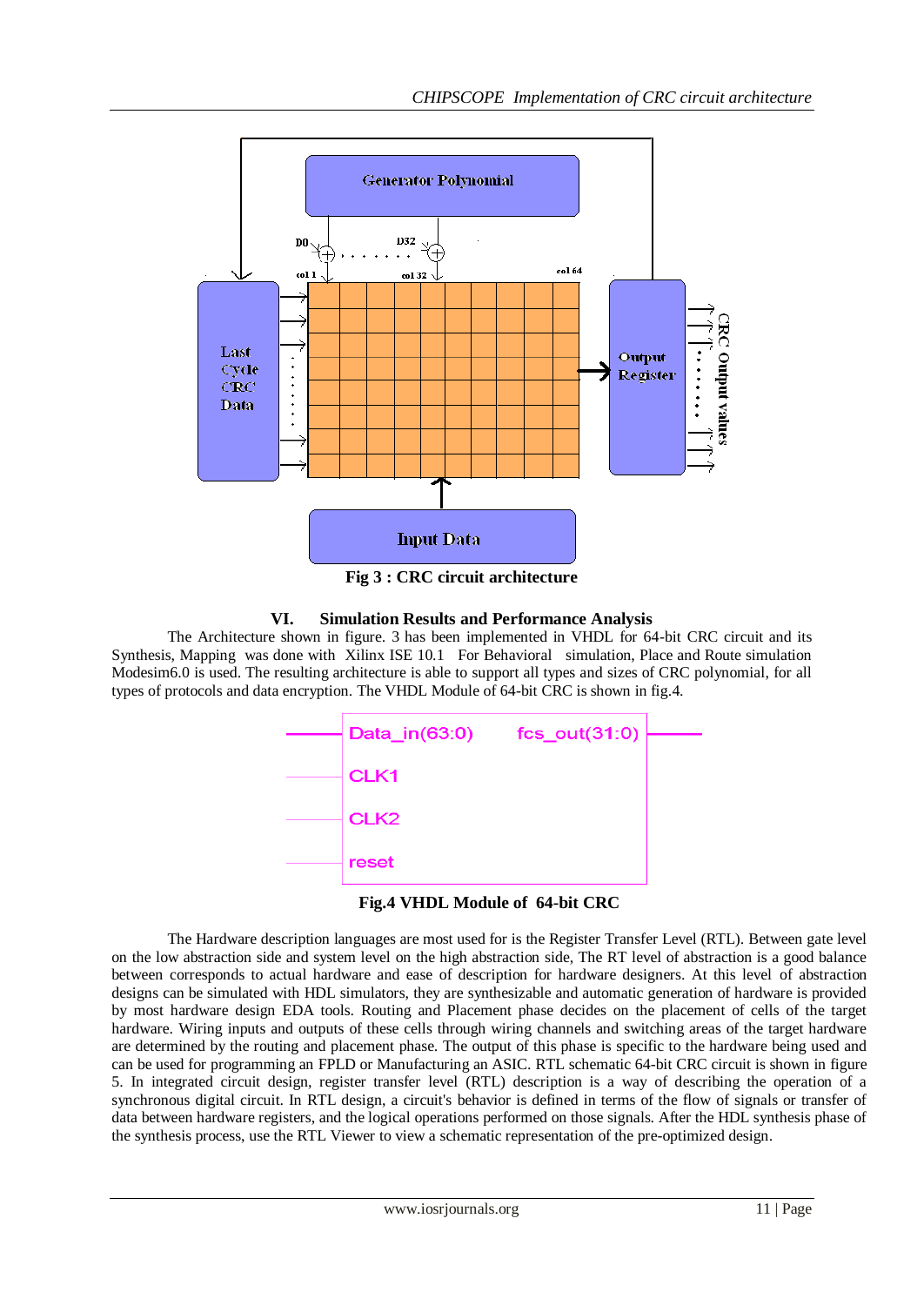Fig 3 : CRC circuit architecture

## VI. Simulation Results and Performance Analysis

The Architecture shown in figure. 3 has been implemented in VHDL for 64-bit CRC circuit and its Synthesis, Mapping was done with Xilinx ISE 10.1 For Behavioral simulation, Place and Route simulation Modesim6.0 is used. The resulting architecture is able to support all types and sizes of CRC polynomial, for all types of protocols and data encryption. The VHDL Module of 64-bit CRC is shown in fig.4.

Fig.4 VHDL Module of 64-bit CRC

The Hardware description languages are most used for is the Register Transfer Level (RTL). Between gate level on the low abstraction side and system level on the high abstraction side, The RT level of abstraction is a good balance between corresponds to actual hardware and ease of description for hardware designers. At this level of abstraction designs can be simulated with HDL simulators, they are synthesizable and automatic generation of hardware is provided by most hardware design EDA tools. Routing and Placement phase decides on the placement of cells of the target hardware. Wiring inputs and outputs of these cells through wiring channels and switching areas of the target hardware are determined by the routing and placement phase. The output of this phase is specific to the hardware being used and can be used for programming an FPLD or Manufacturing an ASIC. RTL schematic 64-bit CRC circuit is shown in figure 5. In integrated circuit design, register transfer level (RTL) description is a way of describing the operation of a synchronous digital circuit. In RTL design, a circuit's behavior is defined in terms of the flow of signals or transfer of data between hardware registers, and the logical operations performed on those signals. After the HDL synthesis phase of the synthesis process, use the RTL Viewer to view a schematic representation of the pre-optimized design.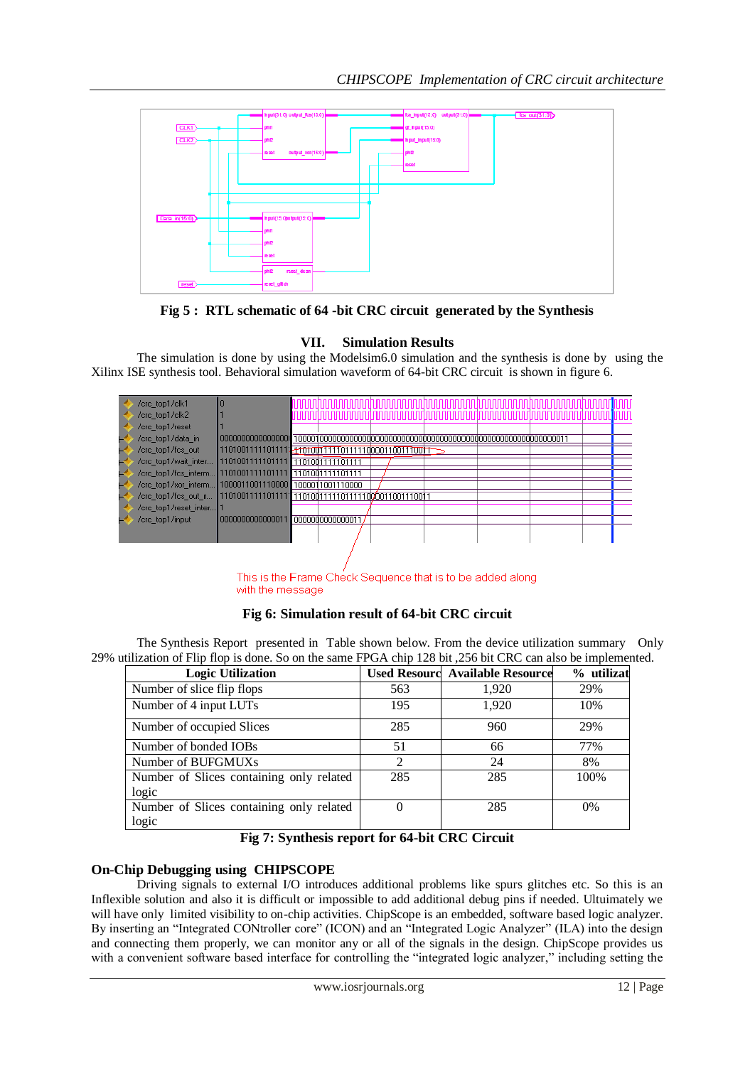Fig 5 : RTL schematic of 64 -bit CRC circuit generated by the Synthesis

## VII. Simulation Results

The simulation is done by using the Modelsim6.0 simulation and the synthesis is done by using the Xilinx ISE synthesis tool. Behavioral simulation waveform of 64-bit CRC circuit is shown in figure 6.

This is the Frame Check Sequence that is to be added along with the message

**Fig 6: Simulation result of 64-bit CRC circuit**

The Synthesis Report presented in Table shown below. From the device utilization summary Only 29% utilization of Flip flop is done. So on the same FPGA chip 128 bit ,256 bit CRC can also be implemented.

| Logic Utilization | Used Resourc | Available Resource | % utilizat |
|---|---|---|---|
| Number of slice flip flops | 563 | 1,920 | 29% |
| Number of 4 input LUTs | 195 | 1,920 | 10% |
| Number of occupied Slices | 285 | 960 | 29% |
| Number of bonded IOBs | 51 | 66 | 77% |
| Number of BUFGMUXs | 2 | 24 | 8% |
| Number of Slices containing only related logic | 285 | 285 | 100% |
| Number of Slices containing only related logic | 0 | 285 | 0% |

**Fig 7: Synthesis report for 64-bit CRC Circuit**

### On-Chip Debugging using CHIPSCOPE

Driving signals to external I/O introduces additional problems like spurs glitches etc. So this is an Inflexible solution and also it is difficult or impossible to add additional debug pins if needed. Ultuimately we will have only limited visibility to on-chip activities. ChipScope is an embedded, software based logic analyzer. By inserting an "Integrated CONtroller core" (ICON) and an "Integrated Logic Analyzer" (ILA) into the design and connecting them properly, we can monitor any or all of the signals in the design. ChipScope provides us with a convenient software based interface for controlling the "integrated logic analyzer," including setting the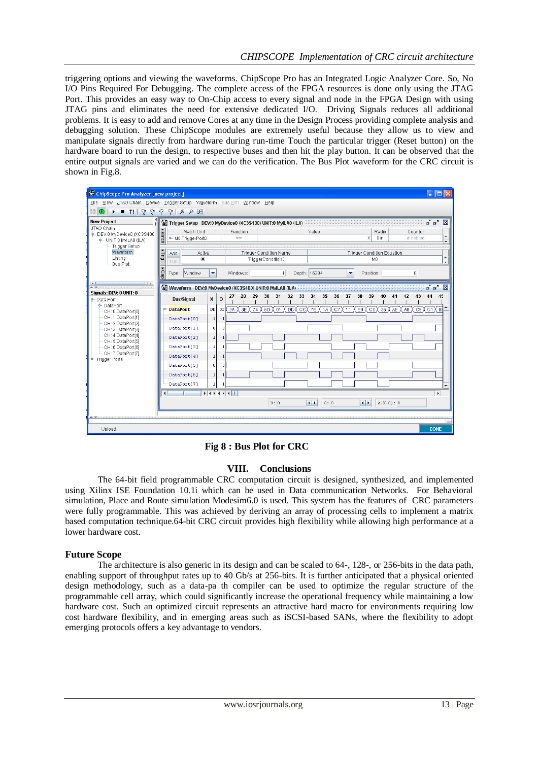triggering options and viewing the waveforms. ChipScope Pro has an Integrated Logic Analyzer Core. So, No I/O Pins Required For Debugging. The complete access of the FPGA resources is done only using the JTAG Port. This provides an easy way to On-Chip access to every signal and node in the FPGA Design with using JTAG pins and eliminates the need for extensive dedicated I/O. Driving Signals reduces all additional problems. It is easy to add and remove Cores at any time in the Design Process providing complete analysis and debugging solution. These ChipScope modules are extremely useful because they allow us to view and manipulate signals directly from hardware during run-time Touch the particular trigger (Reset button) on the hardware board to run the design, to respective buses and then hit the play button. It can be observed that the entire output signals are varied and we can do the verification. The Bus Plot waveform for the CRC circuit is shown in Fig.8.

**Fig 8 : Bus Plot for CRC**

## VIII. Conclusions

The 64-bit field programmable CRC computation circuit is designed, synthesized, and implemented using Xilinx ISE Foundation 10.1i which can be used in Data communication Networks. For Behavioral simulation, Place and Route simulation Modesim6.0 is used. This system has the features of CRC parameters were fully programmable. This was achieved by deriving an array of processing cells to implement a matrix based computation technique.64-bit CRC circuit provides high flexibility while allowing high performance at a lower hardware cost.

### Future Scope

The architecture is also generic in its design and can be scaled to 64-, 128-, or 256-bits in the data path, enabling support of throughput rates up to 40 Gb/s at 256-bits. It is further anticipated that a physical oriented design methodology, such as a data-pa th compiler can be used to optimize the regular structure of the programmable cell array, which could significantly increase the operational frequency while maintaining a low hardware cost. Such an optimized circuit represents an attractive hard macro for environments requiring low cost hardware flexibility, and in emerging areas such as iSCSI-based SANs, where the flexibility to adopt emerging protocols offers a key advantage to vendors.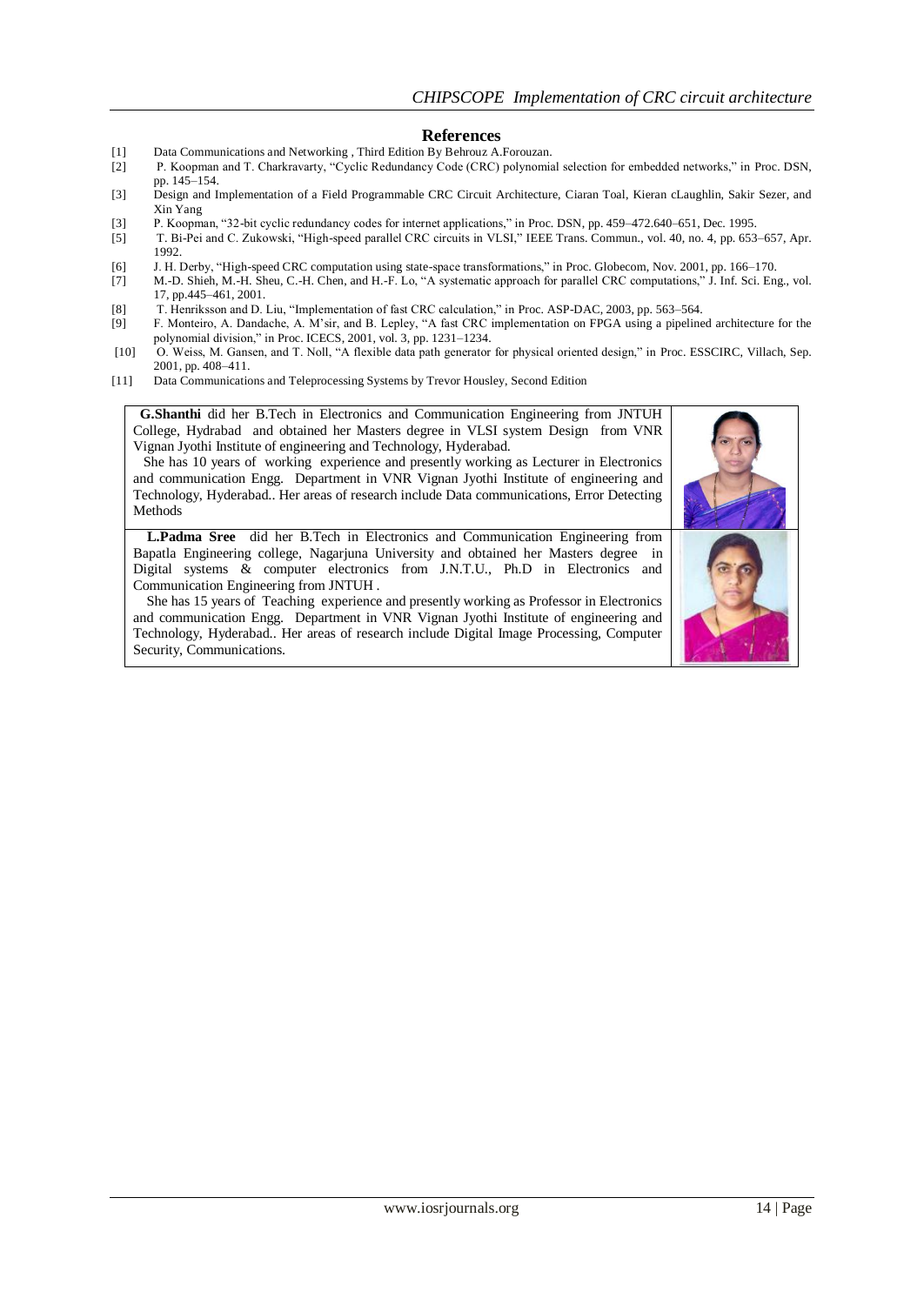## References

[1] Data Communications and Networking , Third Edition By Behrouz A.Forouzan.

[2] P. Koopman and T. Charkravarty, "Cyclic Redundancy Code (CRC) polynomial selection for embedded networks," in Proc. DSN, pp. 145–154.

[3] Design and Implementation of a Field Programmable CRC Circuit Architecture, Ciaran Toal, Kieran cLaughlin, Sakir Sezer, and Xin Yang

[3] P. Koopman, "32-bit cyclic redundancy codes for internet applications," in Proc. DSN, pp. 459–472.640–651, Dec. 1995.

[5] T. Bi-Pei and C. Zukowski, "High-speed parallel CRC circuits in VLSI," IEEE Trans. Commun., vol. 40, no. 4, pp. 653–657, Apr. 1992.

[6] J. H. Derby, "High-speed CRC computation using state-space transformations," in Proc. Globecom, Nov. 2001, pp. 166–170.

[7] M.-D. Shieh, M.-H. Sheu, C.-H. Chen, and H.-F. Lo, "A systematic approach for parallel CRC computations," J. Inf. Sci. Eng., vol. 17, pp.445–461, 2001.

[8] T. Henriksson and D. Liu, "Implementation of fast CRC calculation," in Proc. ASP-DAC, 2003, pp. 563–564.

[9] F. Monteiro, A. Dandache, A. M'sir, and B. Lepley, "A fast CRC implementation on FPGA using a pipelined architecture for the polynomial division," in Proc. ICECS, 2001, vol. 3, pp. 1231–1234.

[10] O. Weiss, M. Gansen, and T. Noll, "A flexible data path generator for physical oriented design," in Proc. ESSCIRC, Villach, Sep. 2001, pp. 408–411.

[11] Data Communications and Teleprocessing Systems by Trevor Housley, Second Edition

**G.Shanthi** did her B.Tech in Electronics and Communication Engineering from JNTUH College, Hydrabad and obtained her Masters degree in VLSI system Design from VNR Vignan Jyothi Institute of engineering and Technology, Hyderabad.

She has 10 years of working experience and presently working as Lecturer in Electronics and communication Engg. Department in VNR Vignan Jyothi Institute of engineering and Technology, Hyderabad.. Her areas of research include Data communications, Error Detecting Methods

**L.Padma Sree** did her B.Tech in Electronics and Communication Engineering from Bapatla Engineering college, Nagarjuna University and obtained her Masters degree in Digital systems & computer electronics from J.N.T.U., Ph.D in Electronics and Communication Engineering from JNTUH .

She has 15 years of Teaching experience and presently working as Professor in Electronics and communication Engg. Department in VNR Vignan Jyothi Institute of engineering and Technology, Hyderabad.. Her areas of research include Digital Image Processing, Computer Security, Communications.